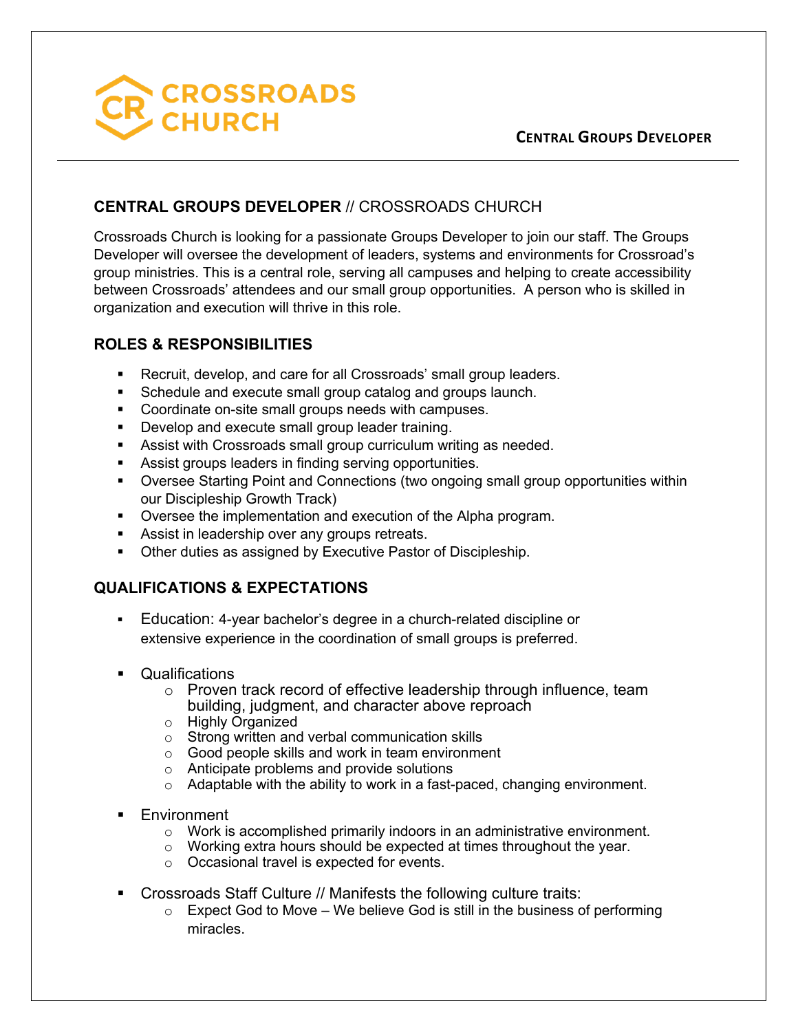# CENTRAL GROUPS DEVELOPER // CROSSROADS CHURCH

Crossroads Church is looking for a passionate Groups Developer to join our staff. The Groups Developer will oversee the development of leaders, systems and environments for Crossroad's group ministries. This is a central role, serving all campuses and helping to create accessibility between Crossroads' attendees and our small group opportunities. A person who is skilled in organization and execution will thrive in this role.

## ROLES & RESPONSIBILITIES

- Recruit, develop, and care for all Crossroads' small group leaders.
- Schedule and execute small group catalog and groups launch.
- Coordinate on-site small groups needs with campuses.
- Develop and execute small group leader training.
- Assist with Crossroads small group curriculum writing as needed.
- Assist groups leaders in finding serving opportunities.
- Oversee Starting Point and Connections (two ongoing small group opportunities within our Discipleship Growth Track)
- Oversee the implementation and execution of the Alpha program.
- Assist in leadership over any groups retreats.
- Other duties as assigned by Executive Pastor of Discipleship.

## QUALIFICATIONS & EXPECTATIONS

- Education: 4-year bachelor's degree in a church-related discipline or extensive experience in the coordination of small groups is preferred.

- Qualifications
  - Proven track record of effective leadership through influence, team building, judgment, and character above reproach
  - Highly Organized
  - Strong written and verbal communication skills
  - Good people skills and work in team environment
  - Anticipate problems and provide solutions
  - Adaptable with the ability to work in a fast-paced, changing environment.

- Environment
  - Work is accomplished primarily indoors in an administrative environment.
  - Working extra hours should be expected at times throughout the year.
  - Occasional travel is expected for events.

- Crossroads Staff Culture // Manifests the following culture traits:
  - Expect God to Move – We believe God is still in the business of performing miracles.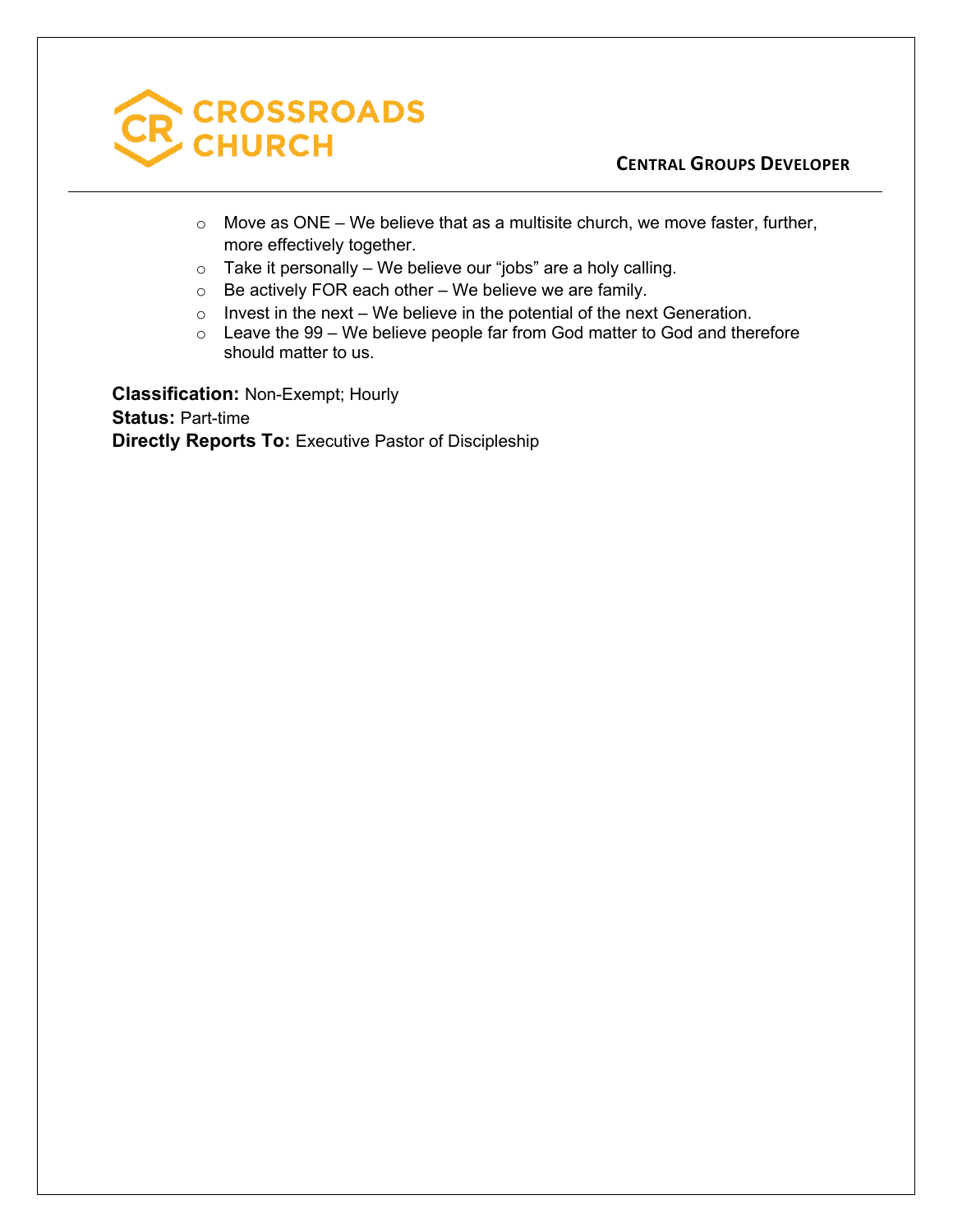- Move as ONE – We believe that as a multisite church, we move faster, further, more effectively together.
- Take it personally – We believe our "jobs" are a holy calling.
- Be actively FOR each other – We believe we are family.
- Invest in the next – We believe in the potential of the next Generation.
- Leave the 99 – We believe people far from God matter to God and therefore should matter to us.

**Classification:** Non-Exempt; Hourly
**Status:** Part-time
**Directly Reports To:** Executive Pastor of Discipleship